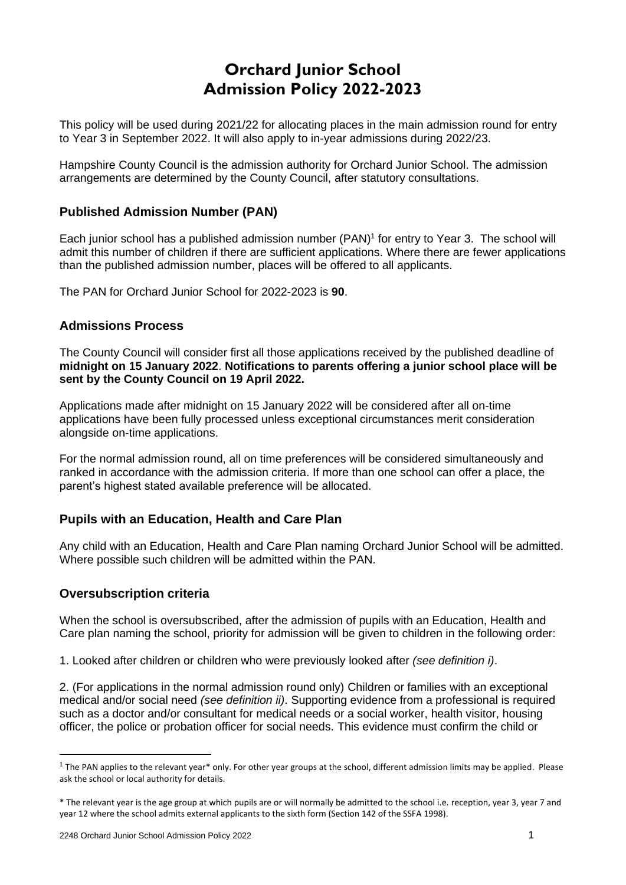# Orchard Junior School
# Admission Policy 2022-2023

This policy will be used during 2021/22 for allocating places in the main admission round for entry to Year 3 in September 2022. It will also apply to in-year admissions during 2022/23.

Hampshire County Council is the admission authority for Orchard Junior School. The admission arrangements are determined by the County Council, after statutory consultations.

## Published Admission Number (PAN)

Each junior school has a published admission number (PAN)[1] for entry to Year 3. The school will admit this number of children if there are sufficient applications. Where there are fewer applications than the published admission number, places will be offered to all applicants.

The PAN for Orchard Junior School for 2022-2023 is **90**.

## Admissions Process

The County Council will consider first all those applications received by the published deadline of **midnight on 15 January 2022**. **Notifications to parents offering a junior school place will be sent by the County Council on 19 April 2022.**

Applications made after midnight on 15 January 2022 will be considered after all on-time applications have been fully processed unless exceptional circumstances merit consideration alongside on-time applications.

For the normal admission round, all on time preferences will be considered simultaneously and ranked in accordance with the admission criteria. If more than one school can offer a place, the parent's highest stated available preference will be allocated.

## Pupils with an Education, Health and Care Plan

Any child with an Education, Health and Care Plan naming Orchard Junior School will be admitted. Where possible such children will be admitted within the PAN.

## Oversubscription criteria

When the school is oversubscribed, after the admission of pupils with an Education, Health and Care plan naming the school, priority for admission will be given to children in the following order:

1. Looked after children or children who were previously looked after *(see definition i)*.

2. (For applications in the normal admission round only) Children or families with an exceptional medical and/or social need *(see definition ii)*. Supporting evidence from a professional is required such as a doctor and/or consultant for medical needs or a social worker, health visitor, housing officer, the police or probation officer for social needs. This evidence must confirm the child or

---

[1] The PAN applies to the relevant year* only. For other year groups at the school, different admission limits may be applied. Please ask the school or local authority for details.

* The relevant year is the age group at which pupils are or will normally be admitted to the school i.e. reception, year 3, year 7 and year 12 where the school admits external applicants to the sixth form (Section 142 of the SSFA 1998).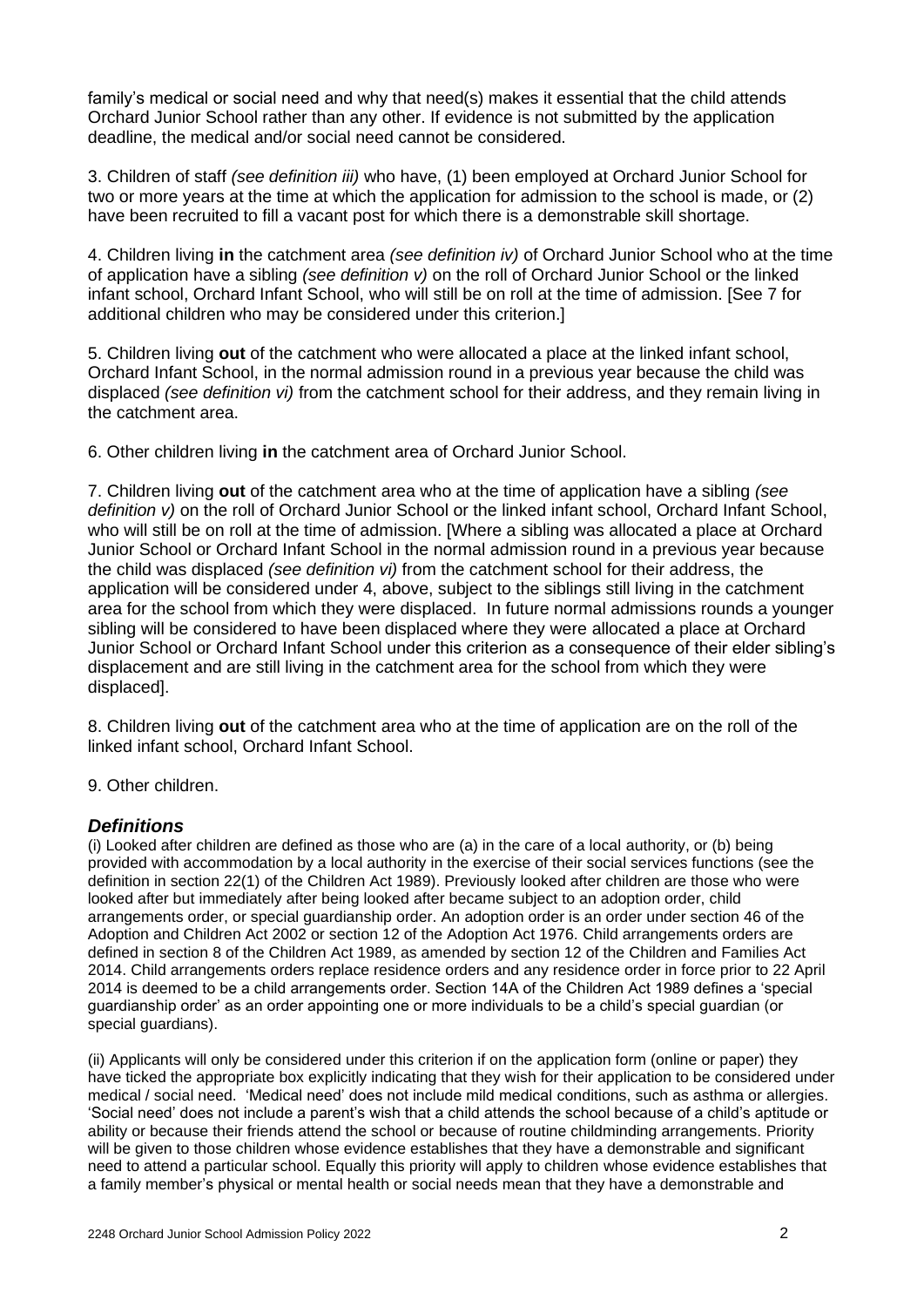family's medical or social need and why that need(s) makes it essential that the child attends Orchard Junior School rather than any other. If evidence is not submitted by the application deadline, the medical and/or social need cannot be considered.

3. Children of staff *(see definition iii)* who have, (1) been employed at Orchard Junior School for two or more years at the time at which the application for admission to the school is made, or (2) have been recruited to fill a vacant post for which there is a demonstrable skill shortage.

4. Children living **in** the catchment area *(see definition iv)* of Orchard Junior School who at the time of application have a sibling *(see definition v)* on the roll of Orchard Junior School or the linked infant school, Orchard Infant School, who will still be on roll at the time of admission. [See 7 for additional children who may be considered under this criterion.]

5. Children living **out** of the catchment who were allocated a place at the linked infant school, Orchard Infant School, in the normal admission round in a previous year because the child was displaced *(see definition vi)* from the catchment school for their address, and they remain living in the catchment area.

6. Other children living **in** the catchment area of Orchard Junior School.

7. Children living **out** of the catchment area who at the time of application have a sibling *(see definition v)* on the roll of Orchard Junior School or the linked infant school, Orchard Infant School, who will still be on roll at the time of admission. [Where a sibling was allocated a place at Orchard Junior School or Orchard Infant School in the normal admission round in a previous year because the child was displaced *(see definition vi)* from the catchment school for their address, the application will be considered under 4, above, subject to the siblings still living in the catchment area for the school from which they were displaced. In future normal admissions rounds a younger sibling will be considered to have been displaced where they were allocated a place at Orchard Junior School or Orchard Infant School under this criterion as a consequence of their elder sibling's displacement and are still living in the catchment area for the school from which they were displaced].

8. Children living **out** of the catchment area who at the time of application are on the roll of the linked infant school, Orchard Infant School.

9. Other children.

## *Definitions*

(i) Looked after children are defined as those who are (a) in the care of a local authority, or (b) being provided with accommodation by a local authority in the exercise of their social services functions (see the definition in section 22(1) of the Children Act 1989). Previously looked after children are those who were looked after but immediately after being looked after became subject to an adoption order, child arrangements order, or special guardianship order. An adoption order is an order under section 46 of the Adoption and Children Act 2002 or section 12 of the Adoption Act 1976. Child arrangements orders are defined in section 8 of the Children Act 1989, as amended by section 12 of the Children and Families Act 2014. Child arrangements orders replace residence orders and any residence order in force prior to 22 April 2014 is deemed to be a child arrangements order. Section 14A of the Children Act 1989 defines a 'special guardianship order' as an order appointing one or more individuals to be a child's special guardian (or special guardians).

(ii) Applicants will only be considered under this criterion if on the application form (online or paper) they have ticked the appropriate box explicitly indicating that they wish for their application to be considered under medical / social need. 'Medical need' does not include mild medical conditions, such as asthma or allergies. 'Social need' does not include a parent's wish that a child attends the school because of a child's aptitude or ability or because their friends attend the school or because of routine childminding arrangements. Priority will be given to those children whose evidence establishes that they have a demonstrable and significant need to attend a particular school. Equally this priority will apply to children whose evidence establishes that a family member's physical or mental health or social needs mean that they have a demonstrable and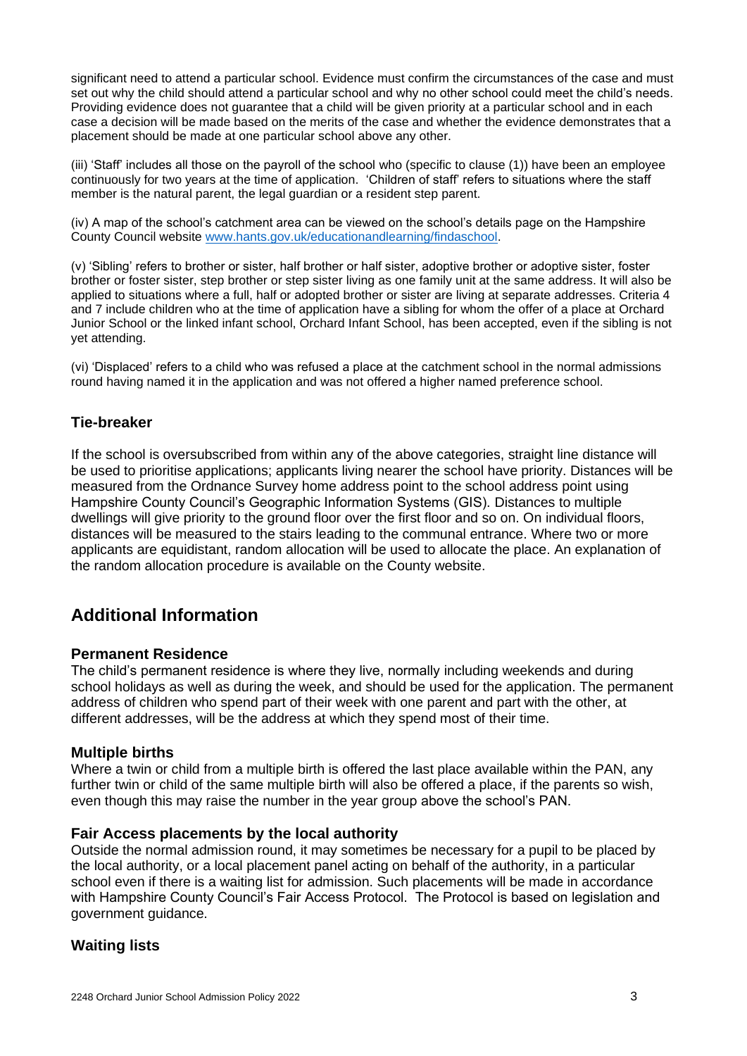significant need to attend a particular school. Evidence must confirm the circumstances of the case and must set out why the child should attend a particular school and why no other school could meet the child's needs. Providing evidence does not guarantee that a child will be given priority at a particular school and in each case a decision will be made based on the merits of the case and whether the evidence demonstrates that a placement should be made at one particular school above any other.

(iii) 'Staff' includes all those on the payroll of the school who (specific to clause (1)) have been an employee continuously for two years at the time of application. 'Children of staff' refers to situations where the staff member is the natural parent, the legal guardian or a resident step parent.

(iv) A map of the school's catchment area can be viewed on the school's details page on the Hampshire County Council website [www.hants.gov.uk/educationandlearning/findaschool](www.hants.gov.uk/educationandlearning/findaschool).

(v) 'Sibling' refers to brother or sister, half brother or half sister, adoptive brother or adoptive sister, foster brother or foster sister, step brother or step sister living as one family unit at the same address. It will also be applied to situations where a full, half or adopted brother or sister are living at separate addresses. Criteria 4 and 7 include children who at the time of application have a sibling for whom the offer of a place at Orchard Junior School or the linked infant school, Orchard Infant School, has been accepted, even if the sibling is not yet attending.

(vi) 'Displaced' refers to a child who was refused a place at the catchment school in the normal admissions round having named it in the application and was not offered a higher named preference school.

### Tie-breaker

If the school is oversubscribed from within any of the above categories, straight line distance will be used to prioritise applications; applicants living nearer the school have priority. Distances will be measured from the Ordnance Survey home address point to the school address point using Hampshire County Council's Geographic Information Systems (GIS). Distances to multiple dwellings will give priority to the ground floor over the first floor and so on. On individual floors, distances will be measured to the stairs leading to the communal entrance. Where two or more applicants are equidistant, random allocation will be used to allocate the place. An explanation of the random allocation procedure is available on the County website.

## Additional Information

### Permanent Residence

The child's permanent residence is where they live, normally including weekends and during school holidays as well as during the week, and should be used for the application. The permanent address of children who spend part of their week with one parent and part with the other, at different addresses, will be the address at which they spend most of their time.

### Multiple births

Where a twin or child from a multiple birth is offered the last place available within the PAN, any further twin or child of the same multiple birth will also be offered a place, if the parents so wish, even though this may raise the number in the year group above the school's PAN.

### Fair Access placements by the local authority

Outside the normal admission round, it may sometimes be necessary for a pupil to be placed by the local authority, or a local placement panel acting on behalf of the authority, in a particular school even if there is a waiting list for admission. Such placements will be made in accordance with Hampshire County Council's Fair Access Protocol. The Protocol is based on legislation and government guidance.

### Waiting lists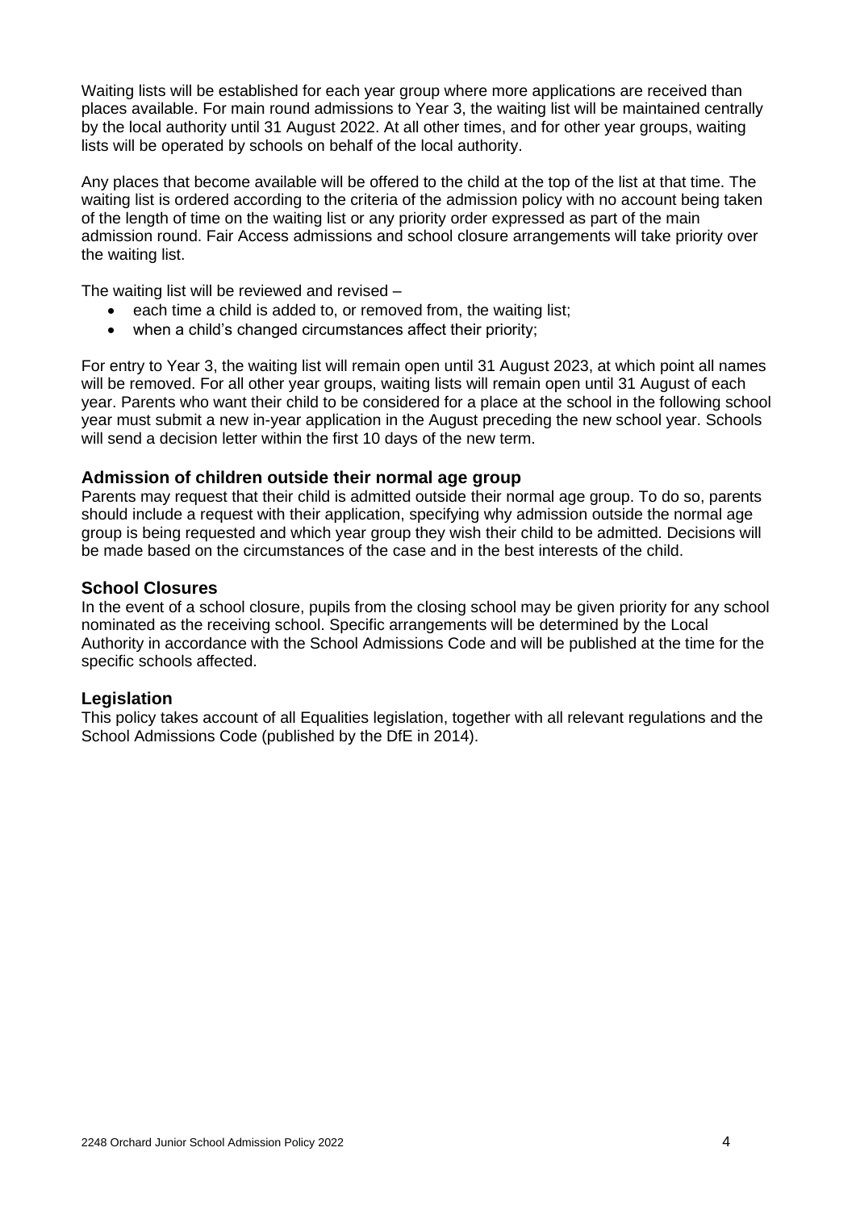Waiting lists will be established for each year group where more applications are received than places available. For main round admissions to Year 3, the waiting list will be maintained centrally by the local authority until 31 August 2022. At all other times, and for other year groups, waiting lists will be operated by schools on behalf of the local authority.

Any places that become available will be offered to the child at the top of the list at that time. The waiting list is ordered according to the criteria of the admission policy with no account being taken of the length of time on the waiting list or any priority order expressed as part of the main admission round. Fair Access admissions and school closure arrangements will take priority over the waiting list.

The waiting list will be reviewed and revised –

- each time a child is added to, or removed from, the waiting list;
- when a child's changed circumstances affect their priority;

For entry to Year 3, the waiting list will remain open until 31 August 2023, at which point all names will be removed. For all other year groups, waiting lists will remain open until 31 August of each year. Parents who want their child to be considered for a place at the school in the following school year must submit a new in-year application in the August preceding the new school year. Schools will send a decision letter within the first 10 days of the new term.

### Admission of children outside their normal age group

Parents may request that their child is admitted outside their normal age group. To do so, parents should include a request with their application, specifying why admission outside the normal age group is being requested and which year group they wish their child to be admitted. Decisions will be made based on the circumstances of the case and in the best interests of the child.

### School Closures

In the event of a school closure, pupils from the closing school may be given priority for any school nominated as the receiving school. Specific arrangements will be determined by the Local Authority in accordance with the School Admissions Code and will be published at the time for the specific schools affected.

### Legislation

This policy takes account of all Equalities legislation, together with all relevant regulations and the School Admissions Code (published by the DfE in 2014).